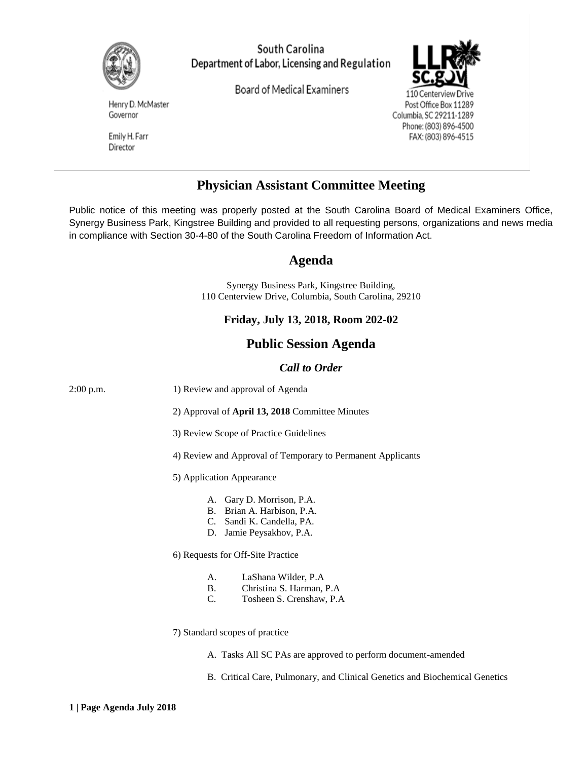South Carolina
Department of Labor, Licensing and Regulation

Board of Medical Examiners

Henry D. McMaster
Governor

Emily H. Farr
Director

110 Centerview Drive
Post Office Box 11289
Columbia, SC 29211-1289
Phone: (803) 896-4500
FAX: (803) 896-4515

# Physician Assistant Committee Meeting

Public notice of this meeting was properly posted at the South Carolina Board of Medical Examiners Office, Synergy Business Park, Kingstree Building and provided to all requesting persons, organizations and news media in compliance with Section 30-4-80 of the South Carolina Freedom of Information Act.

## Agenda

Synergy Business Park, Kingstree Building,
110 Centerview Drive, Columbia, South Carolina, 29210

### Friday, July 13, 2018, Room 202-02

## Public Session Agenda

### *Call to Order*

2:00 p.m.

1) Review and approval of Agenda

2) Approval of **April 13, 2018** Committee Minutes

3) Review Scope of Practice Guidelines

4) Review and Approval of Temporary to Permanent Applicants

5) Application Appearance

A. Gary D. Morrison, P.A.
B. Brian A. Harbison, P.A.
C. Sandi K. Candella, PA.
D. Jamie Peysakhov, P.A.

6) Requests for Off-Site Practice

A. LaShana Wilder, P.A
B. Christina S. Harman, P.A
C. Tosheen S. Crenshaw, P.A

7) Standard scopes of practice

A. Tasks All SC PAs are approved to perform document-amended

B. Critical Care, Pulmonary, and Clinical Genetics and Biochemical Genetics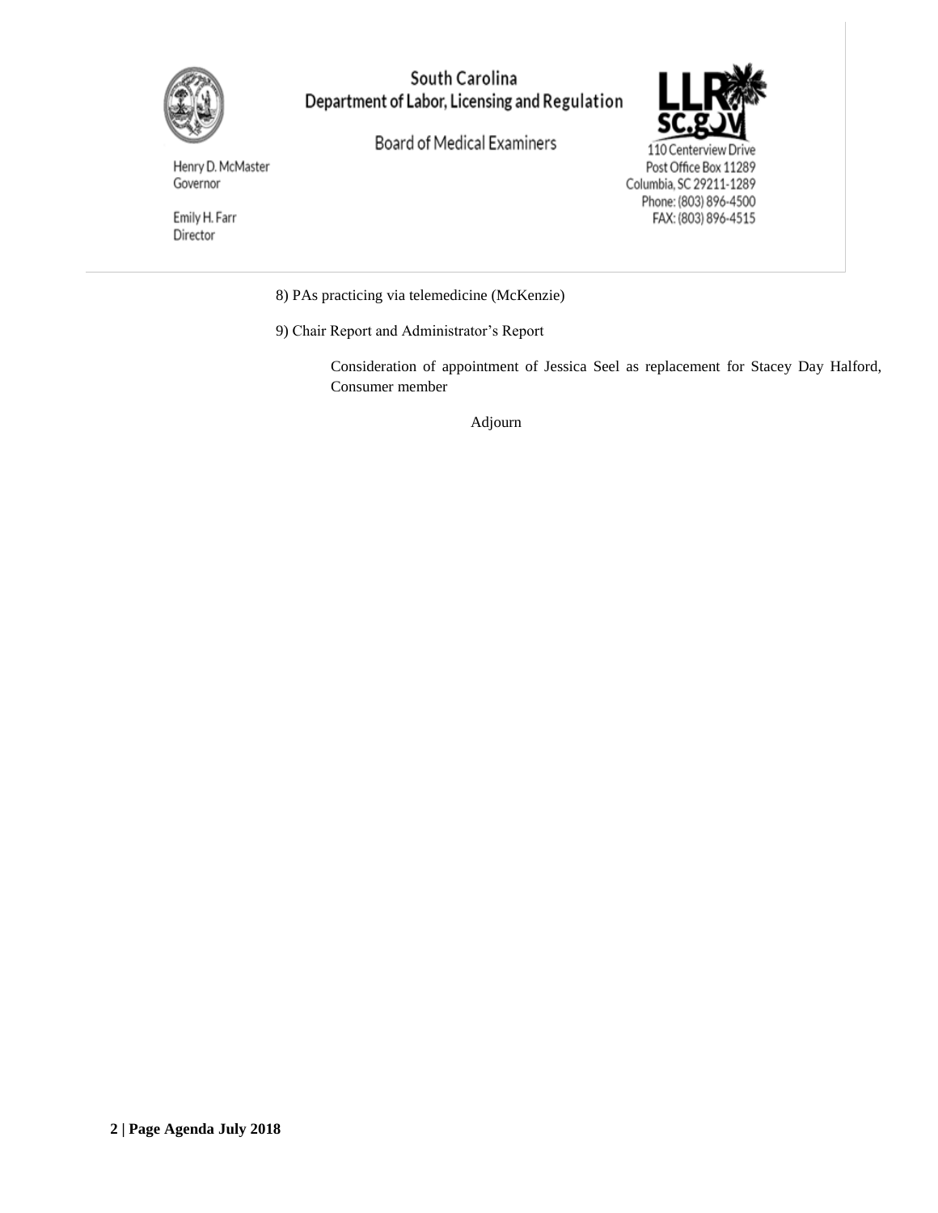South Carolina
Department of Labor, Licensing and Regulation

Board of Medical Examiners

Henry D. McMaster
Governor

Emily H. Farr
Director

110 Centerview Drive
Post Office Box 11289
Columbia, SC 29211-1289
Phone: (803) 896-4500
FAX: (803) 896-4515

8) PAs practicing via telemedicine (McKenzie)

9) Chair Report and Administrator's Report

Consideration of appointment of Jessica Seel as replacement for Stacey Day Halford, Consumer member

Adjourn